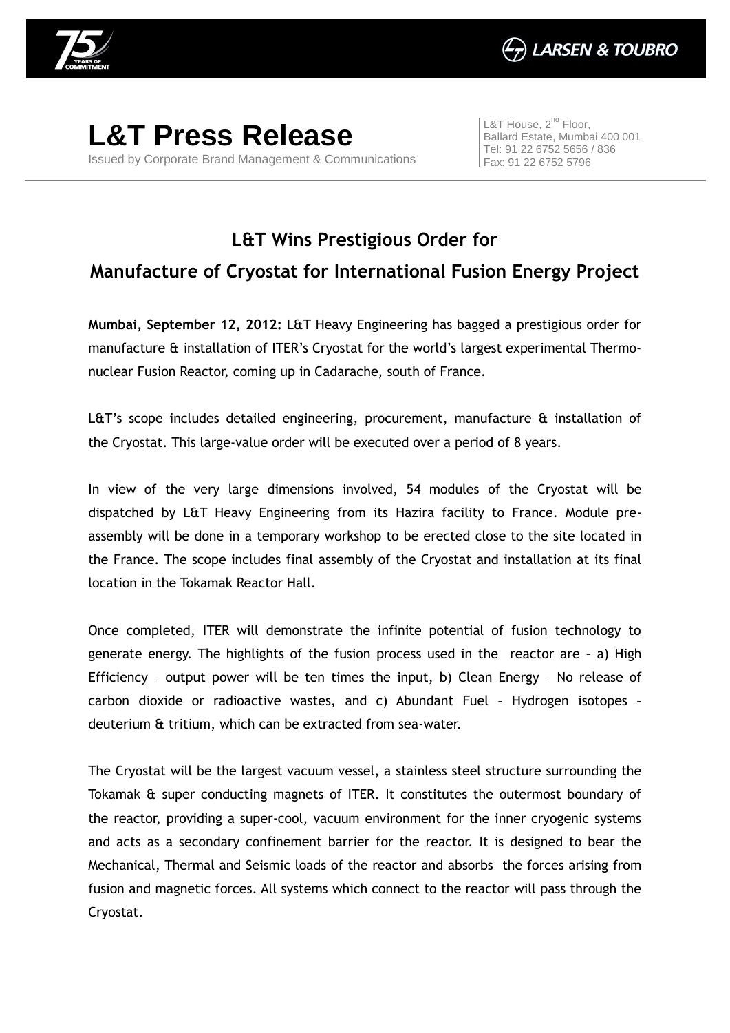# L&T Press Release

Issued by Corporate Brand Management & Communications

L&T House, 2nd Floor,
Ballard Estate, Mumbai 400 001
Tel: 91 22 6752 5656 / 836
Fax: 91 22 6752 5796

## L&T Wins Prestigious Order for Manufacture of Cryostat for International Fusion Energy Project

**Mumbai, September 12, 2012:** L&T Heavy Engineering has bagged a prestigious order for manufacture & installation of ITER's Cryostat for the world's largest experimental Thermo-nuclear Fusion Reactor, coming up in Cadarache, south of France.

L&T's scope includes detailed engineering, procurement, manufacture & installation of the Cryostat. This large-value order will be executed over a period of 8 years.

In view of the very large dimensions involved, 54 modules of the Cryostat will be dispatched by L&T Heavy Engineering from its Hazira facility to France. Module pre-assembly will be done in a temporary workshop to be erected close to the site located in the France. The scope includes final assembly of the Cryostat and installation at its final location in the Tokamak Reactor Hall.

Once completed, ITER will demonstrate the infinite potential of fusion technology to generate energy. The highlights of the fusion process used in the reactor are – a) High Efficiency – output power will be ten times the input, b) Clean Energy – No release of carbon dioxide or radioactive wastes, and c) Abundant Fuel – Hydrogen isotopes – deuterium & tritium, which can be extracted from sea-water.

The Cryostat will be the largest vacuum vessel, a stainless steel structure surrounding the Tokamak & super conducting magnets of ITER. It constitutes the outermost boundary of the reactor, providing a super-cool, vacuum environment for the inner cryogenic systems and acts as a secondary confinement barrier for the reactor. It is designed to bear the Mechanical, Thermal and Seismic loads of the reactor and absorbs the forces arising from fusion and magnetic forces. All systems which connect to the reactor will pass through the Cryostat.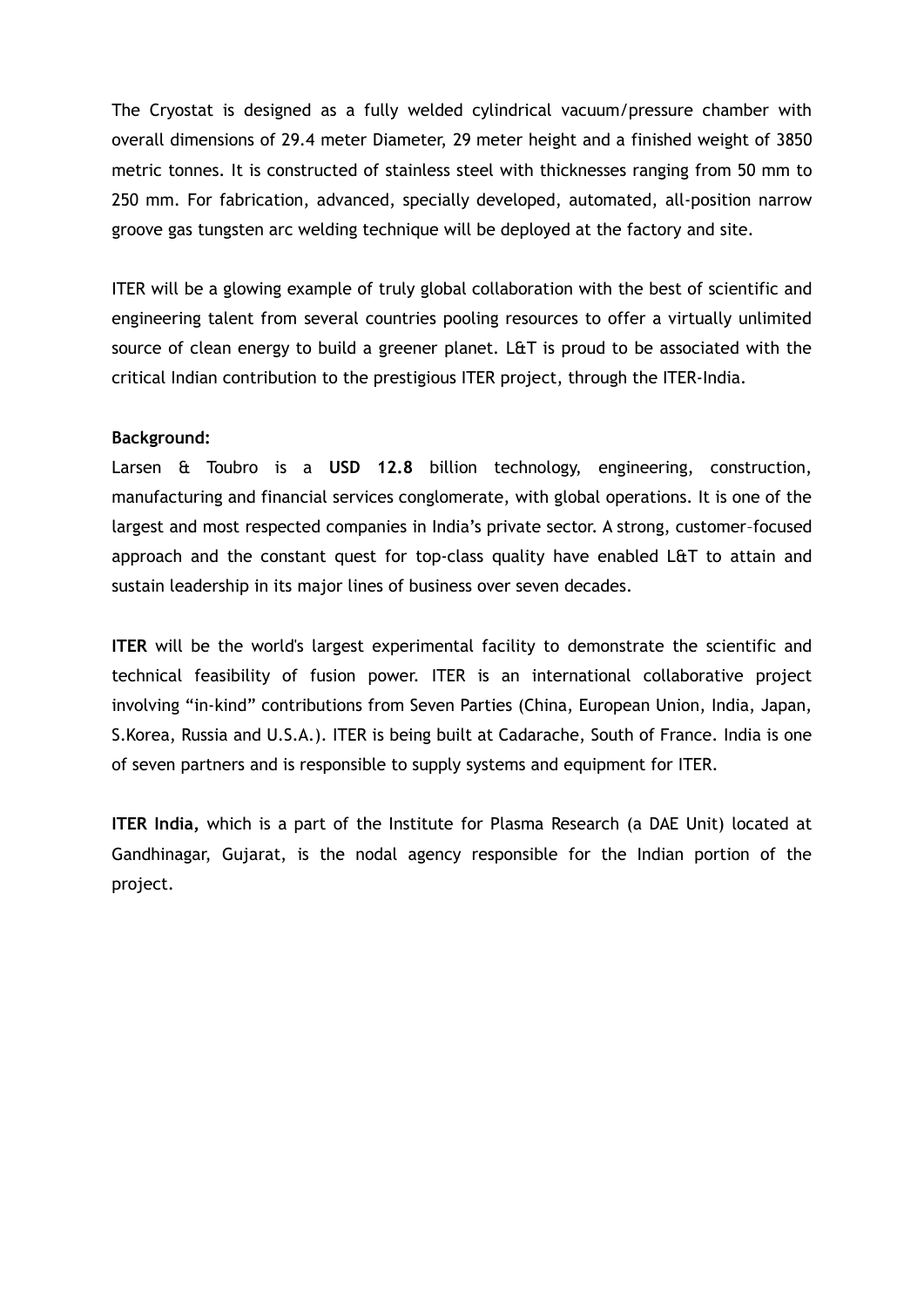The Cryostat is designed as a fully welded cylindrical vacuum/pressure chamber with overall dimensions of 29.4 meter Diameter, 29 meter height and a finished weight of 3850 metric tonnes. It is constructed of stainless steel with thicknesses ranging from 50 mm to 250 mm. For fabrication, advanced, specially developed, automated, all-position narrow groove gas tungsten arc welding technique will be deployed at the factory and site.

ITER will be a glowing example of truly global collaboration with the best of scientific and engineering talent from several countries pooling resources to offer a virtually unlimited source of clean energy to build a greener planet. L&T is proud to be associated with the critical Indian contribution to the prestigious ITER project, through the ITER-India.

**Background:**

Larsen & Toubro is a **USD 12.8** billion technology, engineering, construction, manufacturing and financial services conglomerate, with global operations. It is one of the largest and most respected companies in India's private sector. A strong, customer–focused approach and the constant quest for top-class quality have enabled L&T to attain and sustain leadership in its major lines of business over seven decades.

**ITER** will be the world's largest experimental facility to demonstrate the scientific and technical feasibility of fusion power. ITER is an international collaborative project involving "in-kind" contributions from Seven Parties (China, European Union, India, Japan, S.Korea, Russia and U.S.A.). ITER is being built at Cadarache, South of France. India is one of seven partners and is responsible to supply systems and equipment for ITER.

**ITER India,** which is a part of the Institute for Plasma Research (a DAE Unit) located at Gandhinagar, Gujarat, is the nodal agency responsible for the Indian portion of the project.